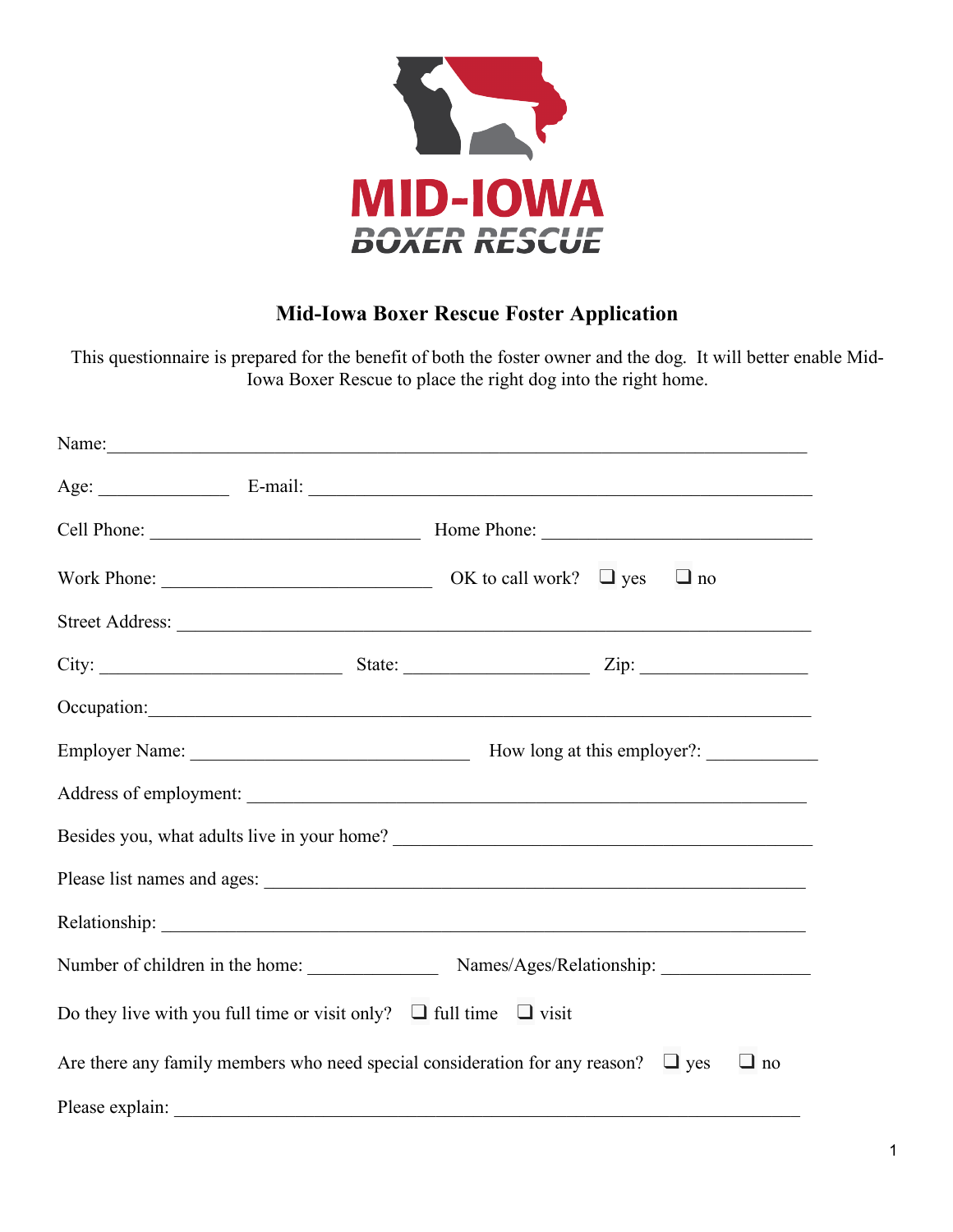MID-IOWA
BOXER RESCUE

# Mid-Iowa Boxer Rescue Foster Application

This questionnaire is prepared for the benefit of both the foster owner and the dog. It will better enable Mid-Iowa Boxer Rescue to place the right dog into the right home.

Name:_______________________________________________________________________

Age: ______________ E-mail: _______________________________________________________

Cell Phone: ____________________________ Home Phone: _____________________________

Work Phone: ____________________________ OK to call work? ❑ yes ❑ no

Street Address: _________________________________________________________________

City: _________________________ State: ____________________ Zip: __________________

Occupation:_____________________________________________________________________

Employer Name: ______________________________ How long at this employer?: ____________

Address of employment: __________________________________________________________

Besides you, what adults live in your home? _____________________________________________

Please list names and ages: _________________________________________________________

Relationship: ____________________________________________________________________

Number of children in the home: ______________ Names/Ages/Relationship: ________________

Do they live with you full time or visit only? ❑ full time ❑ visit

Are there any family members who need special consideration for any reason? ❑ yes ❑ no

Please explain: __________________________________________________________________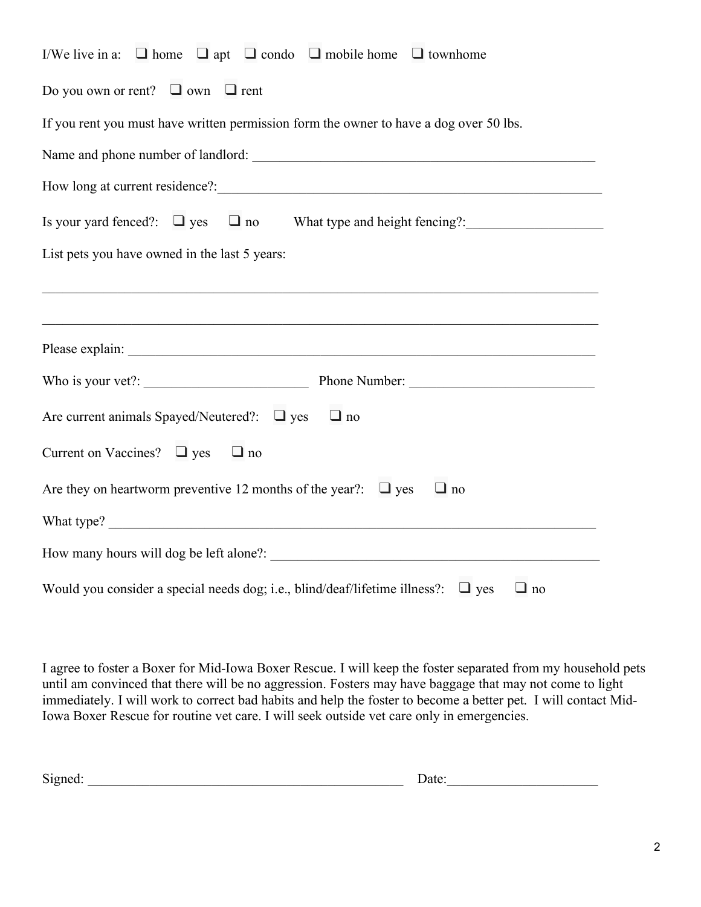I/We live in a: ❑ home ❑ apt ❑ condo ❑ mobile home ❑ townhome

Do you own or rent? ❑ own ❑ rent

If you rent you must have written permission form the owner to have a dog over 50 lbs.

Name and phone number of landlord: ____________________________________________________

How long at current residence?:_______________________________________________________

Is your yard fenced?: ❑ yes ❑ no What type and height fencing?:____________________

List pets you have owned in the last 5 years:

______________________________________________________________________________

______________________________________________________________________________

Please explain: _________________________________________________________________

Who is your vet?: ________________________ Phone Number: __________________________

Are current animals Spayed/Neutered?: ❑ yes ❑ no

Current on Vaccines? ❑ yes ❑ no

Are they on heartworm preventive 12 months of the year?: ❑ yes ❑ no

What type? ____________________________________________________________________

How many hours will dog be left alone?: _____________________________________________

Would you consider a special needs dog; i.e., blind/deaf/lifetime illness?: ❑ yes ❑ no

I agree to foster a Boxer for Mid-Iowa Boxer Rescue. I will keep the foster separated from my household pets until am convinced that there will be no aggression. Fosters may have baggage that may not come to light immediately. I will work to correct bad habits and help the foster to become a better pet. I will contact Mid-Iowa Boxer Rescue for routine vet care. I will seek outside vet care only in emergencies.

Signed: _______________________________________________ Date:_____________________